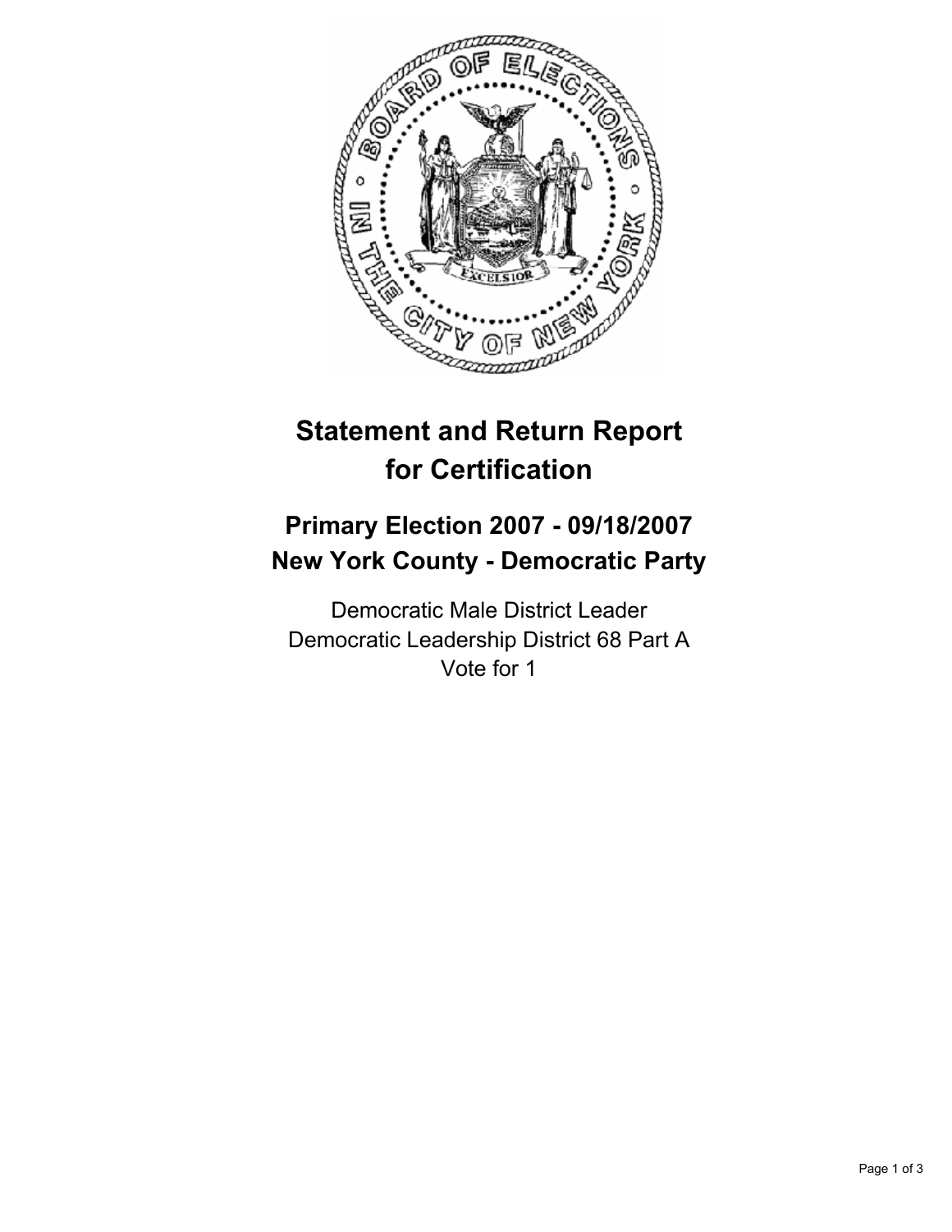# Statement and Return Report for Certification

## Primary Election 2007 - 09/18/2007
## New York County - Democratic Party

Democratic Male District Leader
Democratic Leadership District 68 Part A
Vote for 1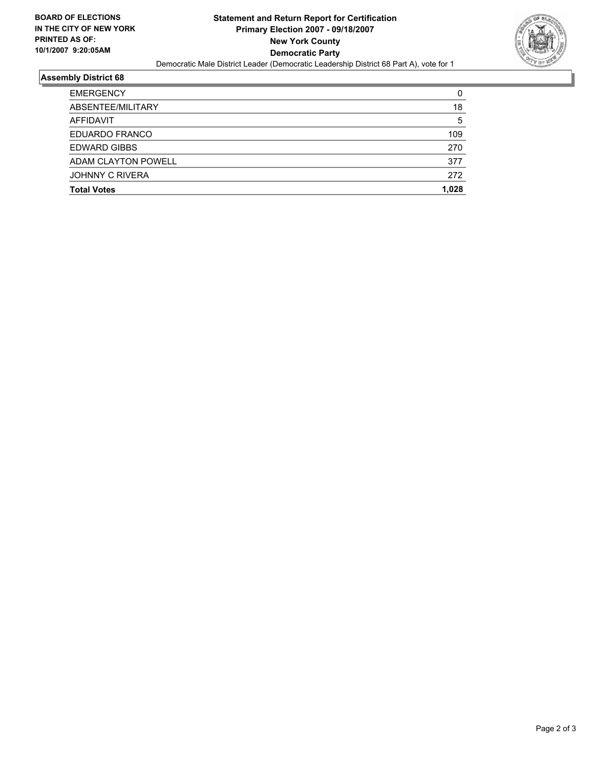**BOARD OF ELECTIONS IN THE CITY OF NEW YORK PRINTED AS OF: 10/1/2007 9:20:05AM**

# Statement and Return Report for Certification
## Primary Election 2007 - 09/18/2007
## New York County
## Democratic Party

Democratic Male District Leader (Democratic Leadership District 68 Part A), vote for 1

### Assembly District 68

| | |
|---|---|
| EMERGENCY | 0 |
| ABSENTEE/MILITARY | 18 |
| AFFIDAVIT | 5 |
| EDUARDO FRANCO | 109 |
| EDWARD GIBBS | 270 |
| ADAM CLAYTON POWELL | 377 |
| JOHNNY C RIVERA | 272 |
| **Total Votes** | **1,028** |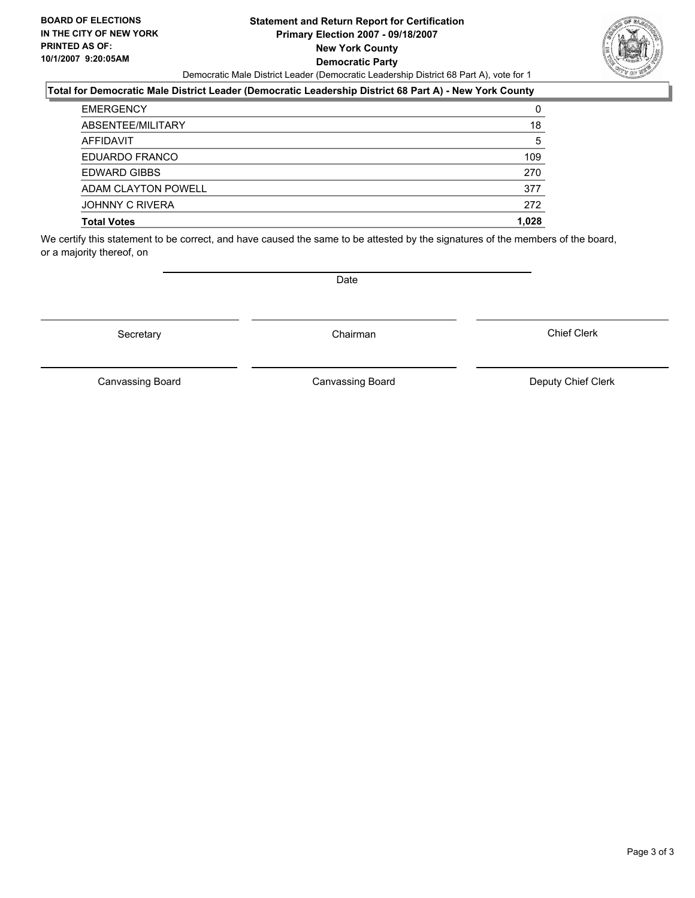**BOARD OF ELECTIONS IN THE CITY OF NEW YORK**
**PRINTED AS OF: 10/1/2007 9:20:05AM**

# Statement and Return Report for Certification
## Primary Election 2007 - 09/18/2007
## New York County
## Democratic Party

Democratic Male District Leader (Democratic Leadership District 68 Part A), vote for 1

**Total for Democratic Male District Leader (Democratic Leadership District 68 Part A) - New York County**

| | |
|---|---|
| EMERGENCY | 0 |
| ABSENTEE/MILITARY | 18 |
| AFFIDAVIT | 5 |
| EDUARDO FRANCO | 109 |
| EDWARD GIBBS | 270 |
| ADAM CLAYTON POWELL | 377 |
| JOHNNY C RIVERA | 272 |
| **Total Votes** | **1,028** |

We certify this statement to be correct, and have caused the same to be attested by the signatures of the members of the board, or a majority thereof, on

Date

Secretary

Chairman

Chief Clerk

Canvassing Board

Canvassing Board

Deputy Chief Clerk